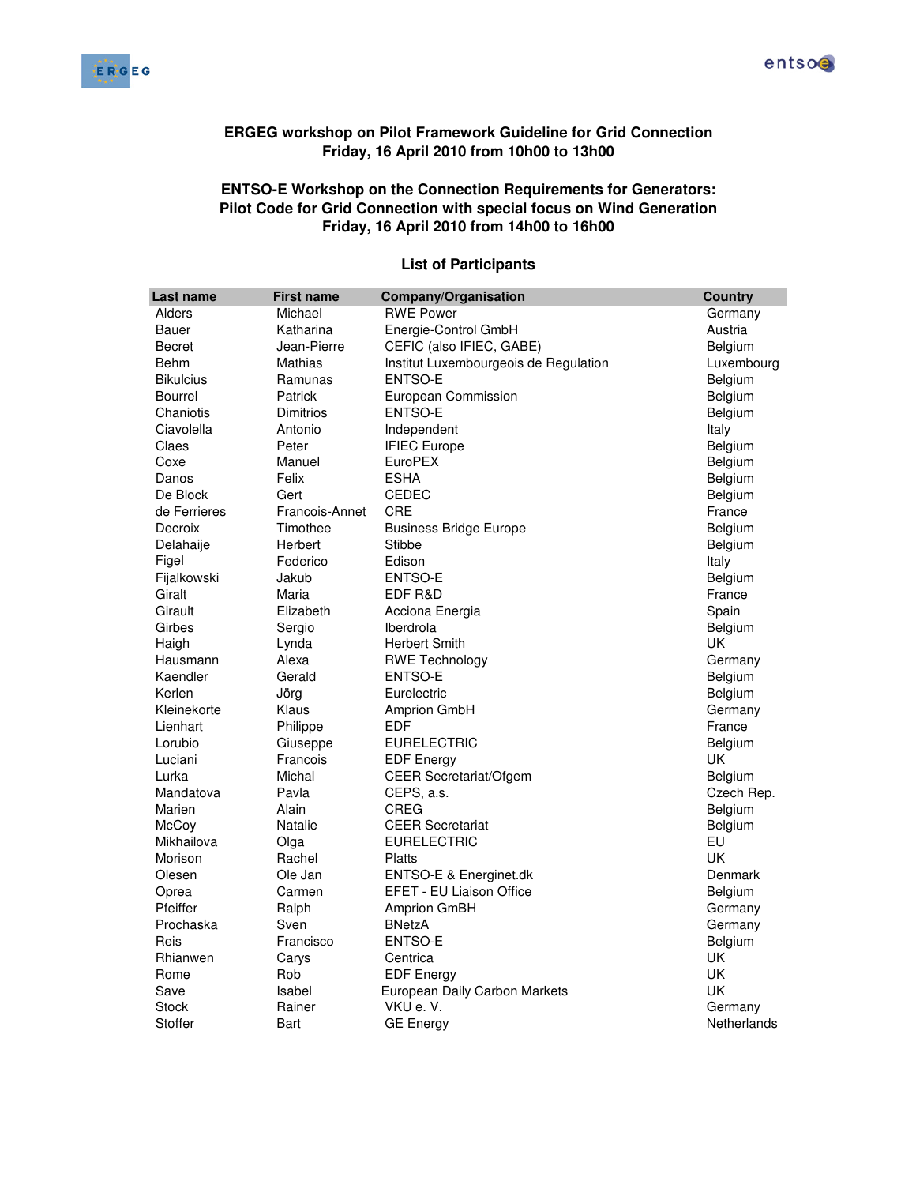**ERGEG workshop on Pilot Framework Guideline for Grid Connection**
**Friday, 16 April 2010 from 10h00 to 13h00**

**ENTSO-E Workshop on the Connection Requirements for Generators: Pilot Code for Grid Connection with special focus on Wind Generation**
**Friday, 16 April 2010 from 14h00 to 16h00**

**List of Participants**

| Last name | First name | Company/Organisation | Country |
|---|---|---|---|
| Alders | Michael | RWE Power | Germany |
| Bauer | Katharina | Energie-Control GmbH | Austria |
| Becret | Jean-Pierre | CEFIC (also IFIEC, GABE) | Belgium |
| Behm | Mathias | Institut Luxembourgeois de Regulation | Luxembourg |
| Bikulcius | Ramunas | ENTSO-E | Belgium |
| Bourrel | Patrick | European Commission | Belgium |
| Chaniotis | Dimitrios | ENTSO-E | Belgium |
| Ciavolella | Antonio | Independent | Italy |
| Claes | Peter | IFIEC Europe | Belgium |
| Coxe | Manuel | EuroPEX | Belgium |
| Danos | Felix | ESHA | Belgium |
| De Block | Gert | CEDEC | Belgium |
| de Ferrieres | Francois-Annet | CRE | France |
| Decroix | Timothee | Business Bridge Europe | Belgium |
| Delahaije | Herbert | Stibbe | Belgium |
| Figel | Federico | Edison | Italy |
| Fijalkowski | Jakub | ENTSO-E | Belgium |
| Giralt | Maria | EDF R&D | France |
| Girault | Elizabeth | Acciona Energia | Spain |
| Girbes | Sergio | Iberdrola | Belgium |
| Haigh | Lynda | Herbert Smith | UK |
| Hausmann | Alexa | RWE Technology | Germany |
| Kaendler | Gerald | ENTSO-E | Belgium |
| Kerlen | Jörg | Eurelectric | Belgium |
| Kleinekorte | Klaus | Amprion GmbH | Germany |
| Lienhart | Philippe | EDF | France |
| Lorubio | Giuseppe | EURELECTRIC | Belgium |
| Luciani | Francois | EDF Energy | UK |
| Lurka | Michal | CEER Secretariat/Ofgem | Belgium |
| Mandatova | Pavla | CEPS, a.s. | Czech Rep. |
| Marien | Alain | CREG | Belgium |
| McCoy | Natalie | CEER Secretariat | Belgium |
| Mikhailova | Olga | EURELECTRIC | EU |
| Morison | Rachel | Platts | UK |
| Olesen | Ole Jan | ENTSO-E & Energinet.dk | Denmark |
| Oprea | Carmen | EFET - EU Liaison Office | Belgium |
| Pfeiffer | Ralph | Amprion GmBH | Germany |
| Prochaska | Sven | BNetzA | Germany |
| Reis | Francisco | ENTSO-E | Belgium |
| Rhianwen | Carys | Centrica | UK |
| Rome | Rob | EDF Energy | UK |
| Save | Isabel | European Daily Carbon Markets | UK |
| Stock | Rainer | VKU e. V. | Germany |
| Stoffer | Bart | GE Energy | Netherlands |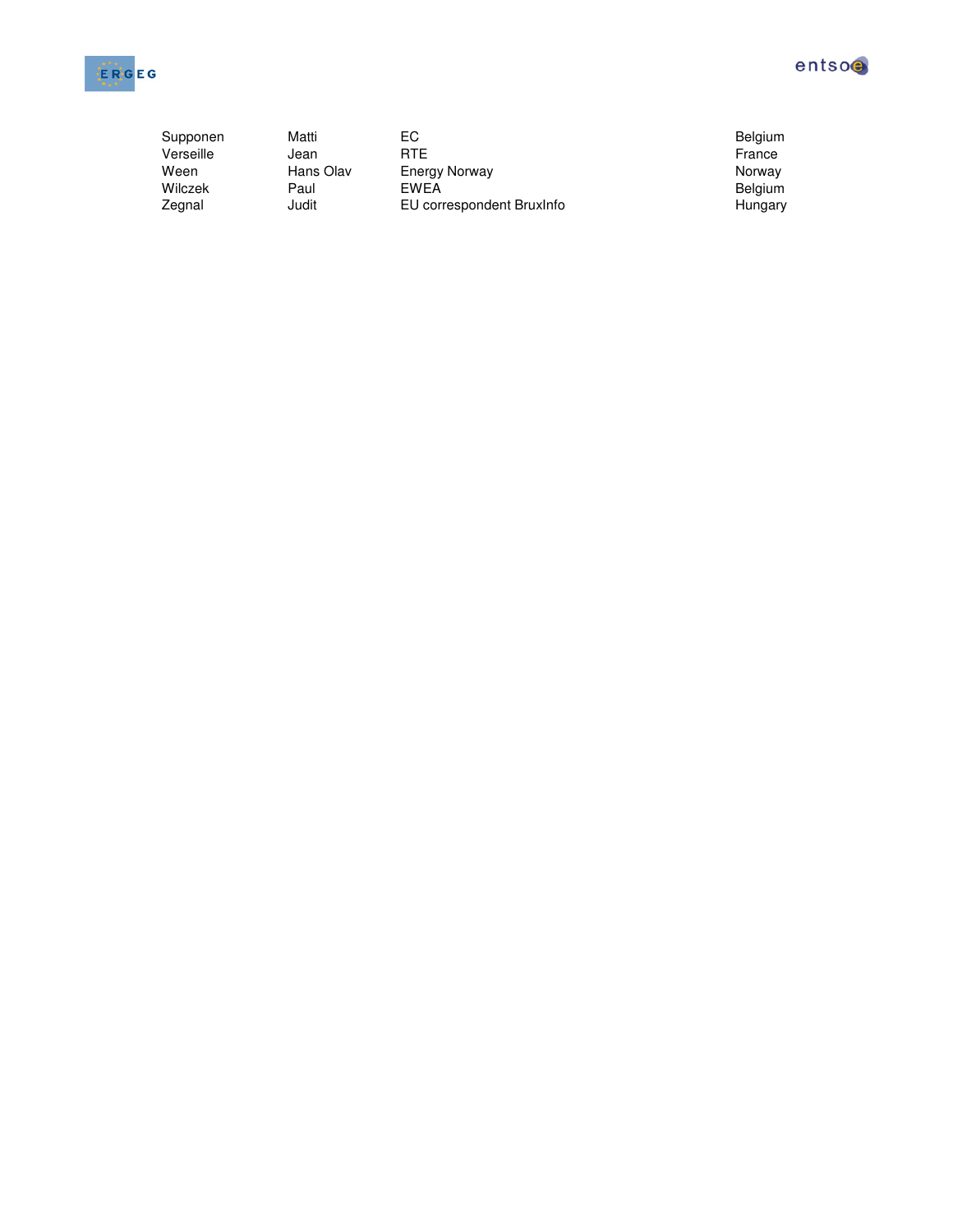| | | | |
|---|---|---|---|
| Supponen | Matti | EC | Belgium |
| Verseille | Jean | RTE | France |
| Ween | Hans Olav | Energy Norway | Norway |
| Wilczek | Paul | EWEA | Belgium |
| Zegnal | Judit | EU correspondent BruxInfo | Hungary |